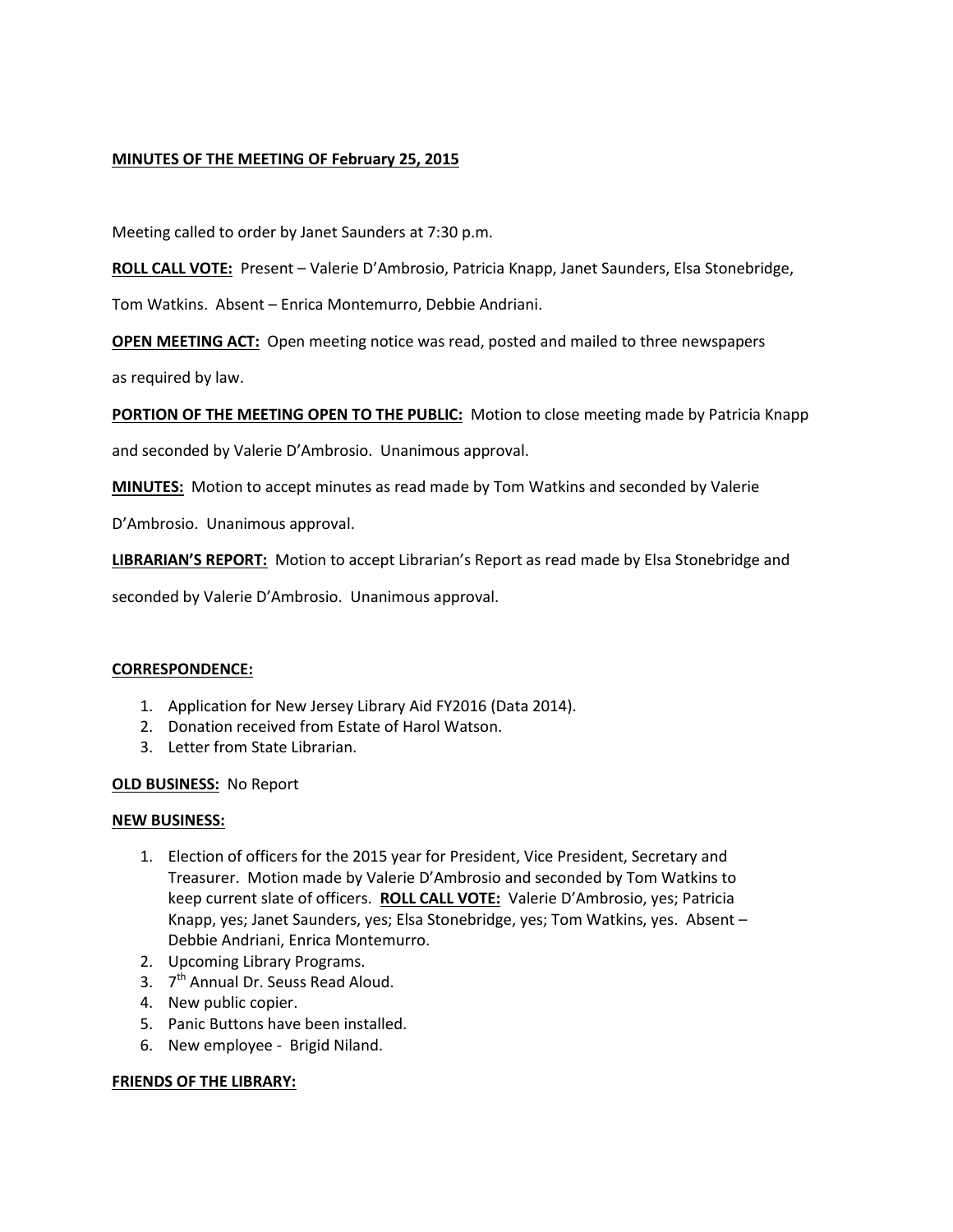**MINUTES OF THE MEETING OF February 25, 2015**

Meeting called to order by Janet Saunders at 7:30 p.m.

**ROLL CALL VOTE:** Present – Valerie D'Ambrosio, Patricia Knapp, Janet Saunders, Elsa Stonebridge, Tom Watkins. Absent – Enrica Montemurro, Debbie Andriani.

**OPEN MEETING ACT:** Open meeting notice was read, posted and mailed to three newspapers as required by law.

**PORTION OF THE MEETING OPEN TO THE PUBLIC:** Motion to close meeting made by Patricia Knapp and seconded by Valerie D'Ambrosio. Unanimous approval.

**MINUTES:** Motion to accept minutes as read made by Tom Watkins and seconded by Valerie D'Ambrosio. Unanimous approval.

**LIBRARIAN'S REPORT:** Motion to accept Librarian's Report as read made by Elsa Stonebridge and seconded by Valerie D'Ambrosio. Unanimous approval.

**CORRESPONDENCE:**

1. Application for New Jersey Library Aid FY2016 (Data 2014).
2. Donation received from Estate of Harol Watson.
3. Letter from State Librarian.

**OLD BUSINESS:** No Report

**NEW BUSINESS:**

1. Election of officers for the 2015 year for President, Vice President, Secretary and Treasurer. Motion made by Valerie D'Ambrosio and seconded by Tom Watkins to keep current slate of officers. **ROLL CALL VOTE:** Valerie D'Ambrosio, yes; Patricia Knapp, yes; Janet Saunders, yes; Elsa Stonebridge, yes; Tom Watkins, yes. Absent – Debbie Andriani, Enrica Montemurro.
2. Upcoming Library Programs.
3. 7th Annual Dr. Seuss Read Aloud.
4. New public copier.
5. Panic Buttons have been installed.
6. New employee - Brigid Niland.

**FRIENDS OF THE LIBRARY:**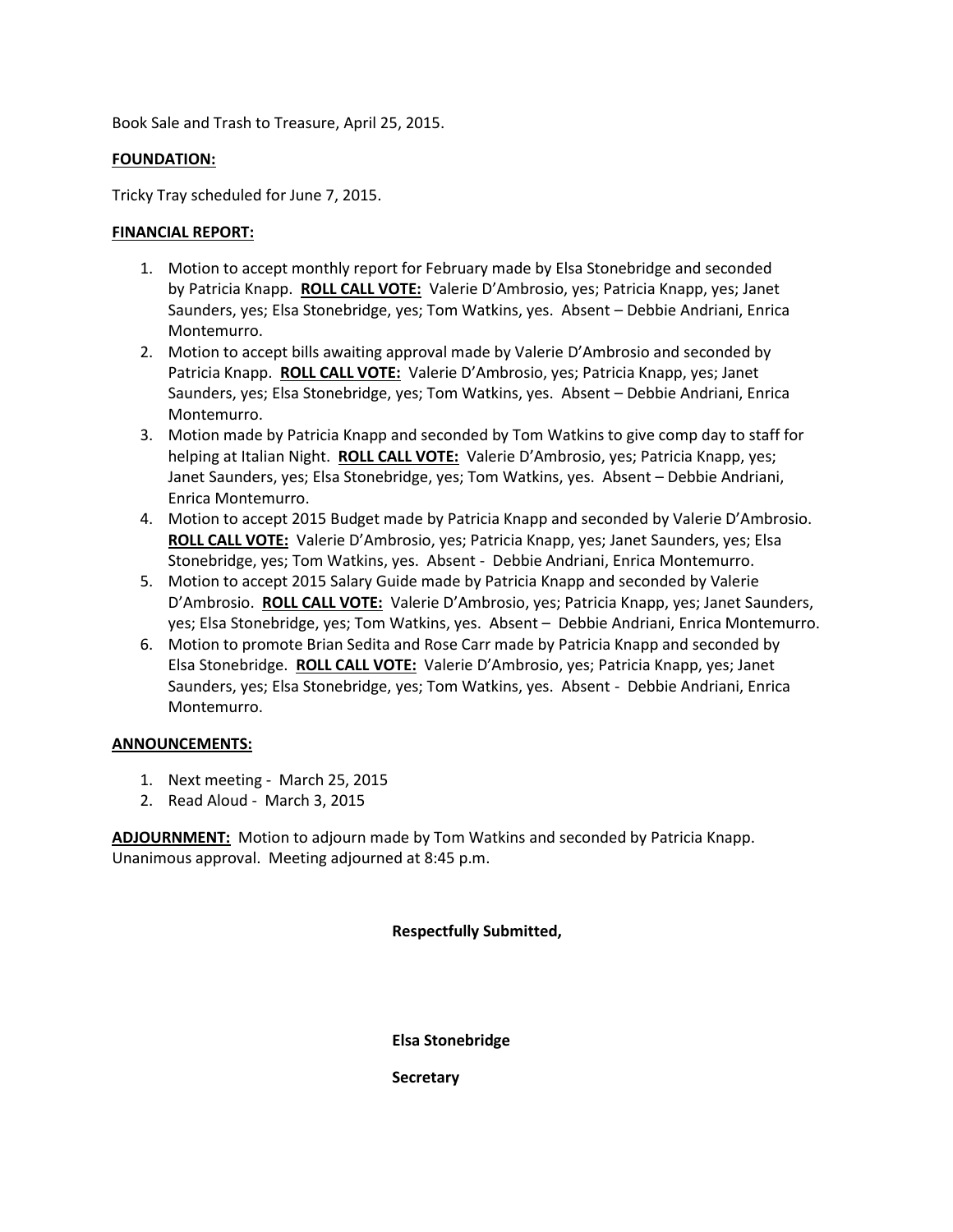Book Sale and Trash to Treasure, April 25, 2015.

**FOUNDATION:**

Tricky Tray scheduled for June 7, 2015.

**FINANCIAL REPORT:**

1. Motion to accept monthly report for February made by Elsa Stonebridge and seconded by Patricia Knapp. **ROLL CALL VOTE:** Valerie D'Ambrosio, yes; Patricia Knapp, yes; Janet Saunders, yes; Elsa Stonebridge, yes; Tom Watkins, yes. Absent – Debbie Andriani, Enrica Montemurro.
2. Motion to accept bills awaiting approval made by Valerie D'Ambrosio and seconded by Patricia Knapp. **ROLL CALL VOTE:** Valerie D'Ambrosio, yes; Patricia Knapp, yes; Janet Saunders, yes; Elsa Stonebridge, yes; Tom Watkins, yes. Absent – Debbie Andriani, Enrica Montemurro.
3. Motion made by Patricia Knapp and seconded by Tom Watkins to give comp day to staff for helping at Italian Night. **ROLL CALL VOTE:** Valerie D'Ambrosio, yes; Patricia Knapp, yes; Janet Saunders, yes; Elsa Stonebridge, yes; Tom Watkins, yes. Absent – Debbie Andriani, Enrica Montemurro.
4. Motion to accept 2015 Budget made by Patricia Knapp and seconded by Valerie D'Ambrosio. **ROLL CALL VOTE:** Valerie D'Ambrosio, yes; Patricia Knapp, yes; Janet Saunders, yes; Elsa Stonebridge, yes; Tom Watkins, yes. Absent - Debbie Andriani, Enrica Montemurro.
5. Motion to accept 2015 Salary Guide made by Patricia Knapp and seconded by Valerie D'Ambrosio. **ROLL CALL VOTE:** Valerie D'Ambrosio, yes; Patricia Knapp, yes; Janet Saunders, yes; Elsa Stonebridge, yes; Tom Watkins, yes. Absent – Debbie Andriani, Enrica Montemurro.
6. Motion to promote Brian Sedita and Rose Carr made by Patricia Knapp and seconded by Elsa Stonebridge. **ROLL CALL VOTE:** Valerie D'Ambrosio, yes; Patricia Knapp, yes; Janet Saunders, yes; Elsa Stonebridge, yes; Tom Watkins, yes. Absent - Debbie Andriani, Enrica Montemurro.

**ANNOUNCEMENTS:**

1. Next meeting - March 25, 2015
2. Read Aloud - March 3, 2015

**ADJOURNMENT:** Motion to adjourn made by Tom Watkins and seconded by Patricia Knapp. Unanimous approval. Meeting adjourned at 8:45 p.m.

**Respectfully Submitted,**

**Elsa Stonebridge**

**Secretary**